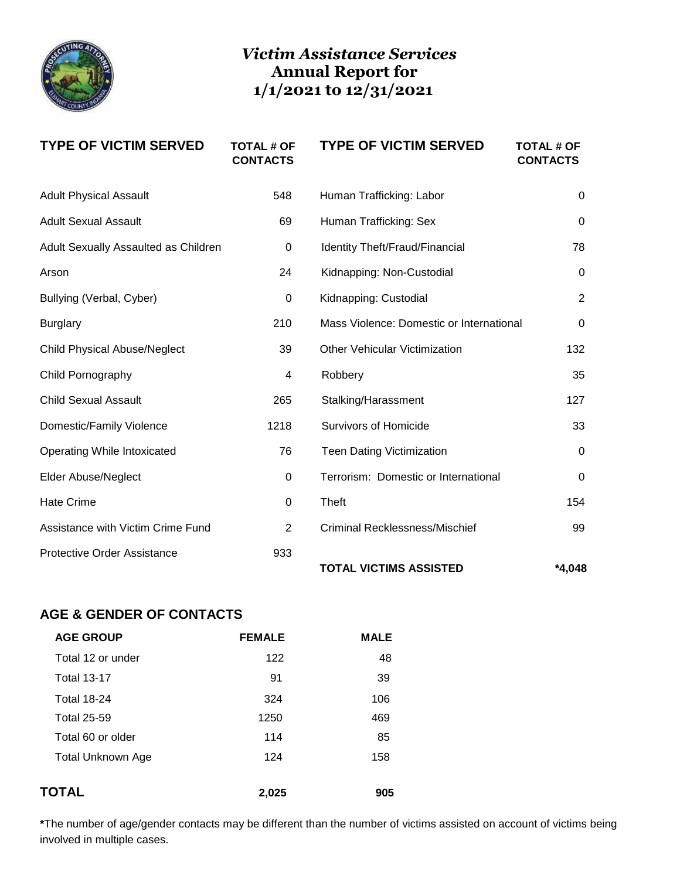# *Victim Assistance Services*
## Annual Report for
## 1/1/2021 to 12/31/2021

| TYPE OF VICTIM SERVED | TOTAL # OF CONTACTS | TYPE OF VICTIM SERVED | TOTAL # OF CONTACTS |
|---|---|---|---|
| Adult Physical Assault | 548 | Human Trafficking: Labor | 0 |
| Adult Sexual Assault | 69 | Human Trafficking: Sex | 0 |
| Adult Sexually Assaulted as Children | 0 | Identity Theft/Fraud/Financial | 78 |
| Arson | 24 | Kidnapping: Non-Custodial | 0 |
| Bullying (Verbal, Cyber) | 0 | Kidnapping: Custodial | 2 |
| Burglary | 210 | Mass Violence: Domestic or International | 0 |
| Child Physical Abuse/Neglect | 39 | Other Vehicular Victimization | 132 |
| Child Pornography | 4 | Robbery | 35 |
| Child Sexual Assault | 265 | Stalking/Harassment | 127 |
| Domestic/Family Violence | 1218 | Survivors of Homicide | 33 |
| Operating While Intoxicated | 76 | Teen Dating Victimization | 0 |
| Elder Abuse/Neglect | 0 | Terrorism: Domestic or International | 0 |
| Hate Crime | 0 | Theft | 154 |
| Assistance with Victim Crime Fund | 2 | Criminal Recklessness/Mischief | 99 |
| Protective Order Assistance | 933 | **TOTAL VICTIMS ASSISTED** | ***4,048** |

## AGE & GENDER OF CONTACTS

| AGE GROUP | FEMALE | MALE |
|---|---|---|
| Total 12 or under | 122 | 48 |
| Total 13-17 | 91 | 39 |
| Total 18-24 | 324 | 106 |
| Total 25-59 | 1250 | 469 |
| Total 60 or older | 114 | 85 |
| Total Unknown Age | 124 | 158 |
| **TOTAL** | **2,025** | **905** |

**\***The number of age/gender contacts may be different than the number of victims assisted on account of victims being involved in multiple cases.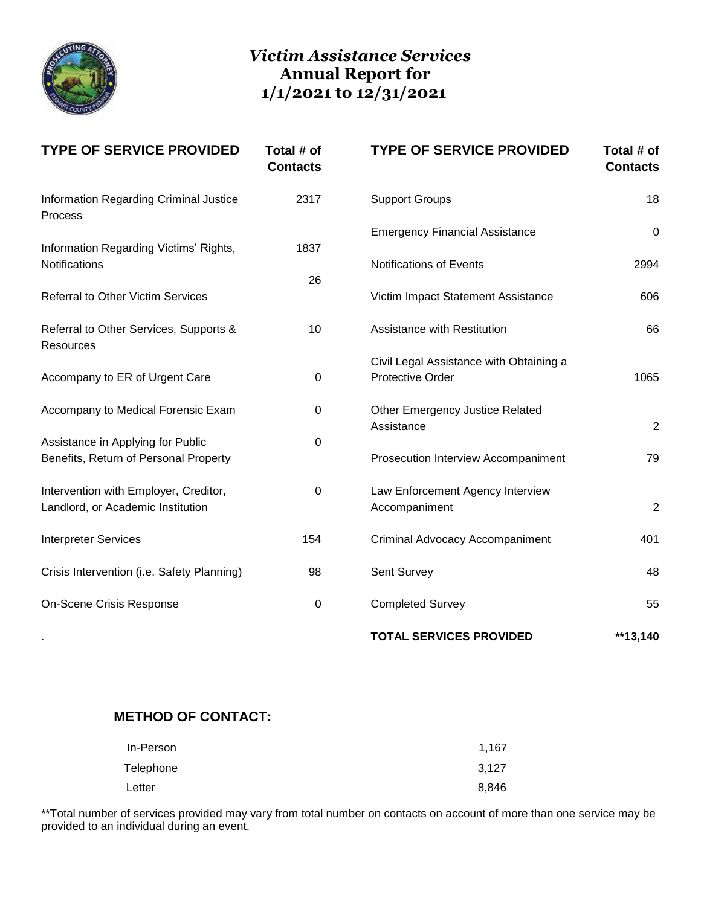# *Victim Assistance Services*
## Annual Report for 1/1/2021 to 12/31/2021

| TYPE OF SERVICE PROVIDED | Total # of Contacts | TYPE OF SERVICE PROVIDED | Total # of Contacts |
|---|---|---|---|
| Information Regarding Criminal Justice Process | 2317 | Support Groups | 18 |
| | | Emergency Financial Assistance | 0 |
| Information Regarding Victims' Rights, Notifications | 1837 | Notifications of Events | 2994 |
| Referral to Other Victim Services | 26 | Victim Impact Statement Assistance | 606 |
| Referral to Other Services, Supports & Resources | 10 | Assistance with Restitution | 66 |
| Accompany to ER of Urgent Care | 0 | Civil Legal Assistance with Obtaining a Protective Order | 1065 |
| Accompany to Medical Forensic Exam | 0 | Other Emergency Justice Related Assistance | 2 |
| Assistance in Applying for Public Benefits, Return of Personal Property | 0 | Prosecution Interview Accompaniment | 79 |
| Intervention with Employer, Creditor, Landlord, or Academic Institution | 0 | Law Enforcement Agency Interview Accompaniment | 2 |
| Interpreter Services | 154 | Criminal Advocacy Accompaniment | 401 |
| Crisis Intervention (i.e. Safety Planning) | 98 | Sent Survey | 48 |
| On-Scene Crisis Response | 0 | Completed Survey | 55 |
| . | | **TOTAL SERVICES PROVIDED** | **\*\*13,140** |

**METHOD OF CONTACT:**

| | |
|---|---|
| In-Person | 1,167 |
| Telephone | 3,127 |
| Letter | 8,846 |

**Total number of services provided may vary from total number on contacts on account of more than one service may be provided to an individual during an event.